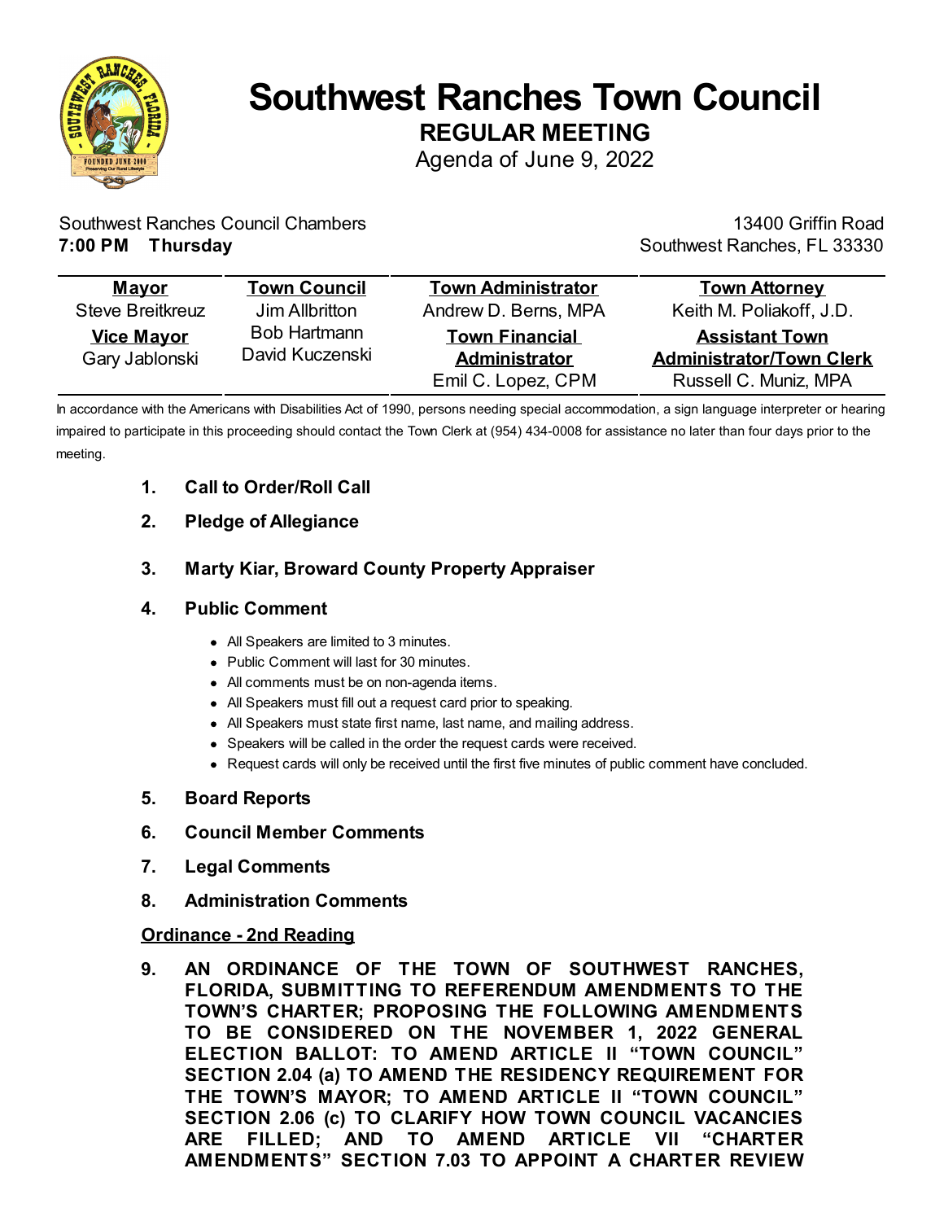# Southwest Ranches Town Council

## REGULAR MEETING

Agenda of June 9, 2022

Southwest Ranches Council Chambers
**7:00 PM Thursday**

13400 Griffin Road
Southwest Ranches, FL 33330

| Mayor | Town Council | Town Administrator | Town Attorney |
|---|---|---|---|
| Steve Breitkreuz | Jim Allbritton | Andrew D. Berns, MPA | Keith M. Poliakoff, J.D. |
| **Vice Mayor** | Bob Hartmann | **Town Financial Administrator** | **Assistant Town Administrator/Town Clerk** |
| Gary Jablonski | David Kuczenski | Emil C. Lopez, CPM | Russell C. Muniz, MPA |

In accordance with the Americans with Disabilities Act of 1990, persons needing special accommodation, a sign language interpreter or hearing impaired to participate in this proceeding should contact the Town Clerk at (954) 434-0008 for assistance no later than four days prior to the meeting.

1. **Call to Order/Roll Call**
2. **Pledge of Allegiance**
3. **Marty Kiar, Broward County Property Appraiser**
4. **Public Comment**
   - All Speakers are limited to 3 minutes.
   - Public Comment will last for 30 minutes.
   - All comments must be on non-agenda items.
   - All Speakers must fill out a request card prior to speaking.
   - All Speakers must state first name, last name, and mailing address.
   - Speakers will be called in the order the request cards were received.
   - Request cards will only be received until the first five minutes of public comment have concluded.
5. **Board Reports**
6. **Council Member Comments**
7. **Legal Comments**
8. **Administration Comments**

**Ordinance - 2nd Reading**

9. **AN ORDINANCE OF THE TOWN OF SOUTHWEST RANCHES, FLORIDA, SUBMITTING TO REFERENDUM AMENDMENTS TO THE TOWN'S CHARTER; PROPOSING THE FOLLOWING AMENDMENTS TO BE CONSIDERED ON THE NOVEMBER 1, 2022 GENERAL ELECTION BALLOT: TO AMEND ARTICLE II "TOWN COUNCIL" SECTION 2.04 (a) TO AMEND THE RESIDENCY REQUIREMENT FOR THE TOWN'S MAYOR; TO AMEND ARTICLE II "TOWN COUNCIL" SECTION 2.06 (c) TO CLARIFY HOW TOWN COUNCIL VACANCIES ARE FILLED; AND TO AMEND ARTICLE VII "CHARTER AMENDMENTS" SECTION 7.03 TO APPOINT A CHARTER REVIEW**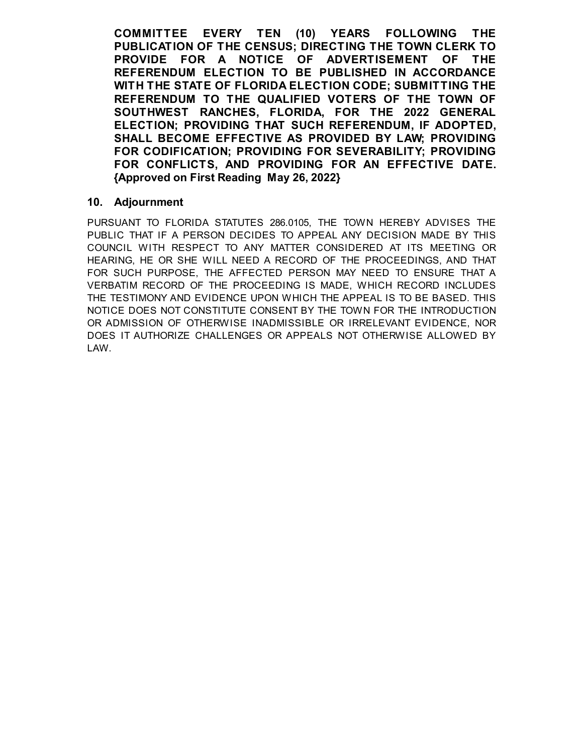**COMMITTEE EVERY TEN (10) YEARS FOLLOWING THE PUBLICATION OF THE CENSUS; DIRECTING THE TOWN CLERK TO PROVIDE FOR A NOTICE OF ADVERTISEMENT OF THE REFERENDUM ELECTION TO BE PUBLISHED IN ACCORDANCE WITH THE STATE OF FLORIDA ELECTION CODE; SUBMITTING THE REFERENDUM TO THE QUALIFIED VOTERS OF THE TOWN OF SOUTHWEST RANCHES, FLORIDA, FOR THE 2022 GENERAL ELECTION; PROVIDING THAT SUCH REFERENDUM, IF ADOPTED, SHALL BECOME EFFECTIVE AS PROVIDED BY LAW; PROVIDING FOR CODIFICATION; PROVIDING FOR SEVERABILITY; PROVIDING FOR CONFLICTS, AND PROVIDING FOR AN EFFECTIVE DATE. {Approved on First Reading May 26, 2022}**

**10. Adjournment**

PURSUANT TO FLORIDA STATUTES 286.0105, THE TOWN HEREBY ADVISES THE PUBLIC THAT IF A PERSON DECIDES TO APPEAL ANY DECISION MADE BY THIS COUNCIL WITH RESPECT TO ANY MATTER CONSIDERED AT ITS MEETING OR HEARING, HE OR SHE WILL NEED A RECORD OF THE PROCEEDINGS, AND THAT FOR SUCH PURPOSE, THE AFFECTED PERSON MAY NEED TO ENSURE THAT A VERBATIM RECORD OF THE PROCEEDING IS MADE, WHICH RECORD INCLUDES THE TESTIMONY AND EVIDENCE UPON WHICH THE APPEAL IS TO BE BASED. THIS NOTICE DOES NOT CONSTITUTE CONSENT BY THE TOWN FOR THE INTRODUCTION OR ADMISSION OF OTHERWISE INADMISSIBLE OR IRRELEVANT EVIDENCE, NOR DOES IT AUTHORIZE CHALLENGES OR APPEALS NOT OTHERWISE ALLOWED BY LAW.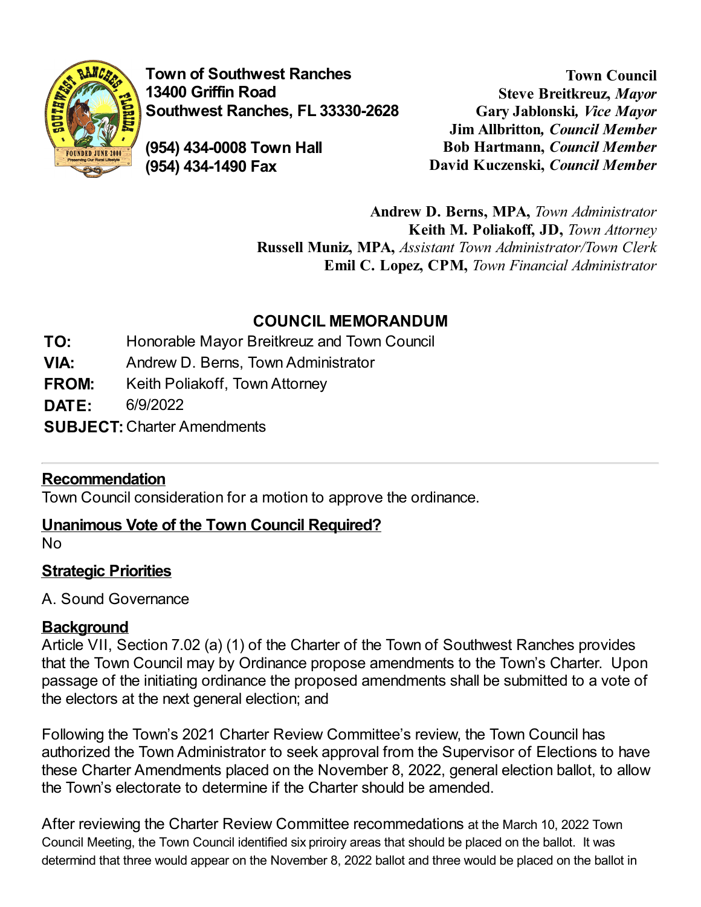**Town of Southwest Ranches**
**13400 Griffin Road**
**Southwest Ranches, FL 33330-2628**

**(954) 434-0008 Town Hall**
**(954) 434-1490 Fax**

**Town Council**
**Steve Breitkreuz,** ***Mayor***
**Gary Jablonski,** ***Vice Mayor***
**Jim Allbritton,** ***Council Member***
**Bob Hartmann,** ***Council Member***
**David Kuczenski,** ***Council Member***

**Andrew D. Berns, MPA,** *Town Administrator*
**Keith M. Poliakoff, JD,** *Town Attorney*
**Russell Muniz, MPA,** *Assistant Town Administrator/Town Clerk*
**Emil C. Lopez, CPM,** *Town Financial Administrator*

## COUNCIL MEMORANDUM

**TO:** Honorable Mayor Breitkreuz and Town Council
**VIA:** Andrew D. Berns, Town Administrator
**FROM:** Keith Poliakoff, Town Attorney
**DATE:** 6/9/2022
**SUBJECT:** Charter Amendments

### Recommendation

Town Council consideration for a motion to approve the ordinance.

### Unanimous Vote of the Town Council Required?

No

### Strategic Priorities

A. Sound Governance

### Background

Article VII, Section 7.02 (a) (1) of the Charter of the Town of Southwest Ranches provides that the Town Council may by Ordinance propose amendments to the Town's Charter. Upon passage of the initiating ordinance the proposed amendments shall be submitted to a vote of the electors at the next general election; and

Following the Town's 2021 Charter Review Committee's review, the Town Council has authorized the Town Administrator to seek approval from the Supervisor of Elections to have these Charter Amendments placed on the November 8, 2022, general election ballot, to allow the Town's electorate to determine if the Charter should be amended.

After reviewing the Charter Review Committee recommendations at the March 10, 2022 Town Council Meeting, the Town Council identified six priroiy areas that should be placed on the ballot. It was determind that three would appear on the November 8, 2022 ballot and three would be placed on the ballot in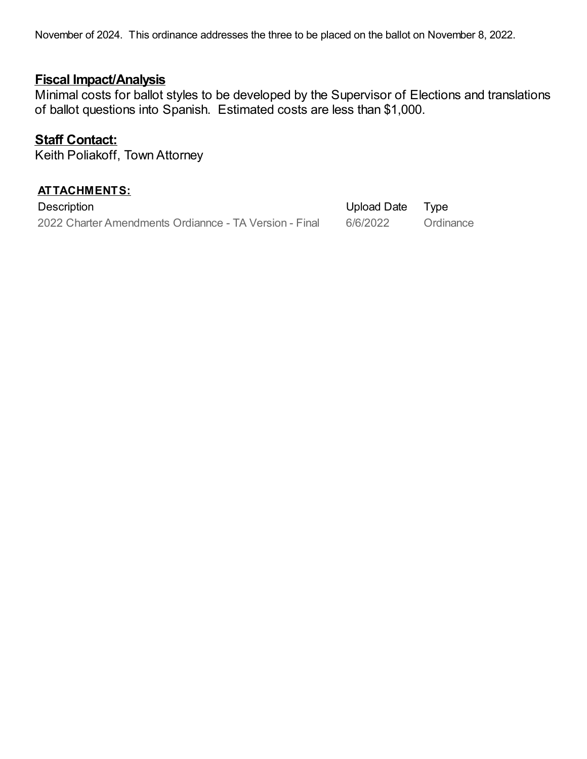November of 2024. This ordinance addresses the three to be placed on the ballot on November 8, 2022.

**Fiscal Impact/Analysis**

Minimal costs for ballot styles to be developed by the Supervisor of Elections and translations of ballot questions into Spanish. Estimated costs are less than $1,000.

**Staff Contact:**

Keith Poliakoff, Town Attorney

**ATTACHMENTS:**

| Description | Upload Date | Type |
| --- | --- | --- |
| 2022 Charter Amendments Ordiannce - TA Version - Final | 6/6/2022 | Ordinance |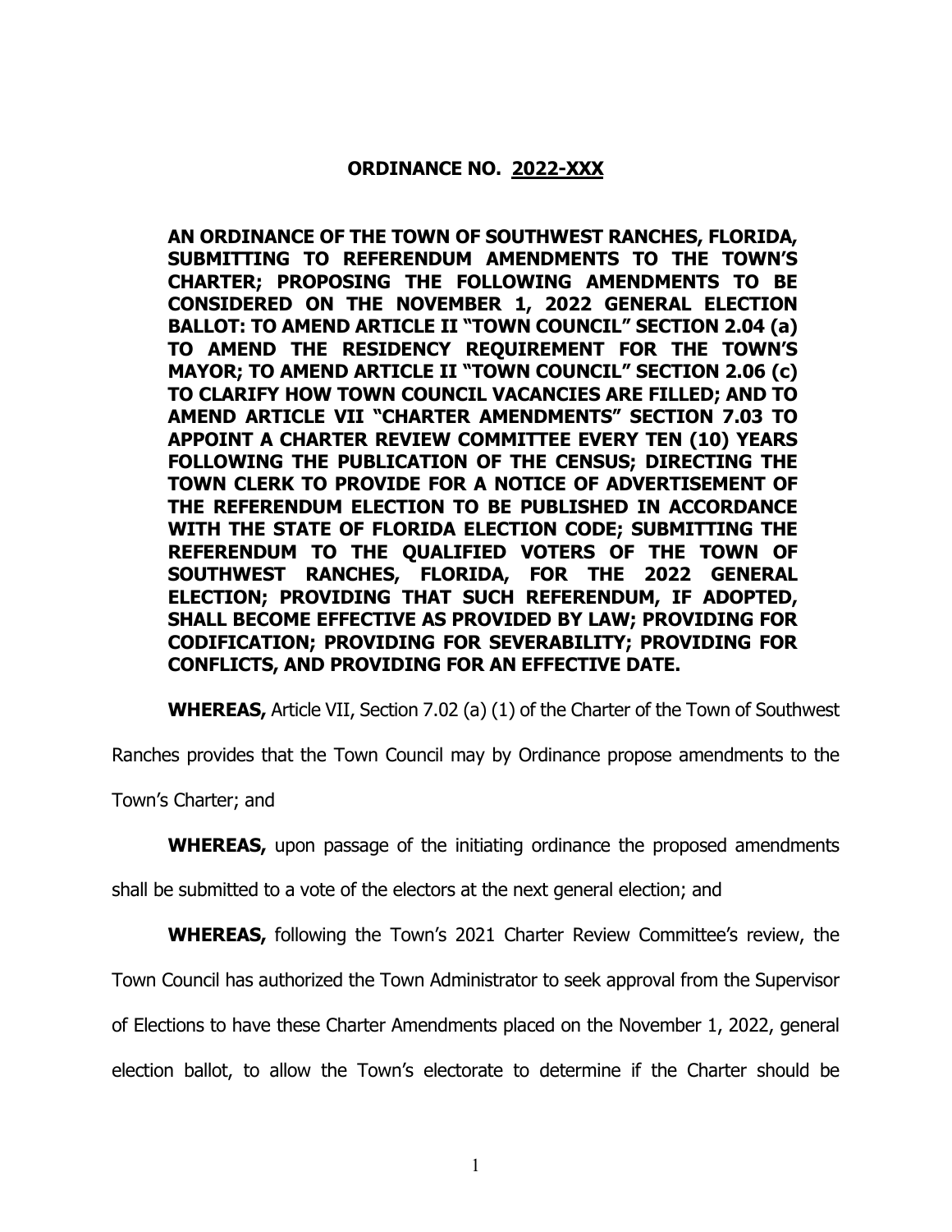**ORDINANCE NO. 2022-XXX**

**AN ORDINANCE OF THE TOWN OF SOUTHWEST RANCHES, FLORIDA, SUBMITTING TO REFERENDUM AMENDMENTS TO THE TOWN'S CHARTER; PROPOSING THE FOLLOWING AMENDMENTS TO BE CONSIDERED ON THE NOVEMBER 1, 2022 GENERAL ELECTION BALLOT: TO AMEND ARTICLE II "TOWN COUNCIL" SECTION 2.04 (a) TO AMEND THE RESIDENCY REQUIREMENT FOR THE TOWN'S MAYOR; TO AMEND ARTICLE II "TOWN COUNCIL" SECTION 2.06 (c) TO CLARIFY HOW TOWN COUNCIL VACANCIES ARE FILLED; AND TO AMEND ARTICLE VII "CHARTER AMENDMENTS" SECTION 7.03 TO APPOINT A CHARTER REVIEW COMMITTEE EVERY TEN (10) YEARS FOLLOWING THE PUBLICATION OF THE CENSUS; DIRECTING THE TOWN CLERK TO PROVIDE FOR A NOTICE OF ADVERTISEMENT OF THE REFERENDUM ELECTION TO BE PUBLISHED IN ACCORDANCE WITH THE STATE OF FLORIDA ELECTION CODE; SUBMITTING THE REFERENDUM TO THE QUALIFIED VOTERS OF THE TOWN OF SOUTHWEST RANCHES, FLORIDA, FOR THE 2022 GENERAL ELECTION; PROVIDING THAT SUCH REFERENDUM, IF ADOPTED, SHALL BECOME EFFECTIVE AS PROVIDED BY LAW; PROVIDING FOR CODIFICATION; PROVIDING FOR SEVERABILITY; PROVIDING FOR CONFLICTS, AND PROVIDING FOR AN EFFECTIVE DATE.**

**WHEREAS,** Article VII, Section 7.02 (a) (1) of the Charter of the Town of Southwest Ranches provides that the Town Council may by Ordinance propose amendments to the Town's Charter; and

**WHEREAS,** upon passage of the initiating ordinance the proposed amendments shall be submitted to a vote of the electors at the next general election; and

**WHEREAS,** following the Town's 2021 Charter Review Committee's review, the Town Council has authorized the Town Administrator to seek approval from the Supervisor of Elections to have these Charter Amendments placed on the November 1, 2022, general election ballot, to allow the Town's electorate to determine if the Charter should be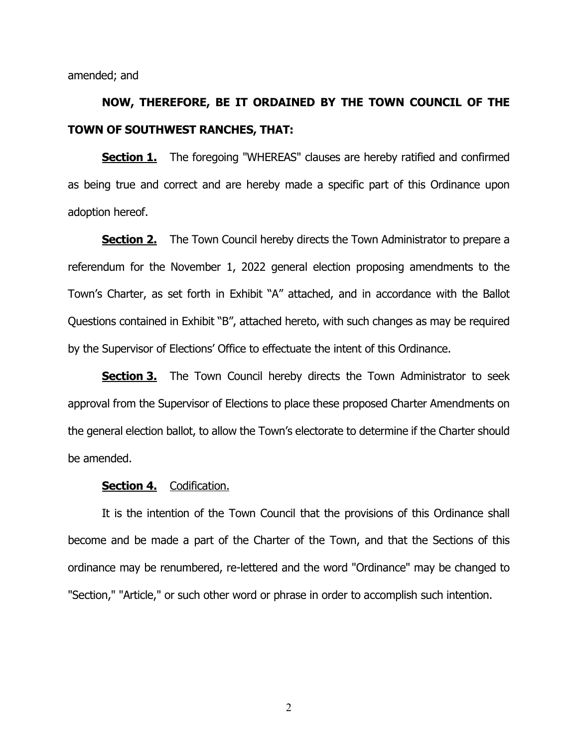amended; and

**NOW, THEREFORE, BE IT ORDAINED BY THE TOWN COUNCIL OF THE TOWN OF SOUTHWEST RANCHES, THAT:**

**Section 1.** The foregoing "WHEREAS" clauses are hereby ratified and confirmed as being true and correct and are hereby made a specific part of this Ordinance upon adoption hereof.

**Section 2.** The Town Council hereby directs the Town Administrator to prepare a referendum for the November 1, 2022 general election proposing amendments to the Town's Charter, as set forth in Exhibit "A" attached, and in accordance with the Ballot Questions contained in Exhibit "B", attached hereto, with such changes as may be required by the Supervisor of Elections' Office to effectuate the intent of this Ordinance.

**Section 3.** The Town Council hereby directs the Town Administrator to seek approval from the Supervisor of Elections to place these proposed Charter Amendments on the general election ballot, to allow the Town's electorate to determine if the Charter should be amended.

**Section 4.** Codification.

It is the intention of the Town Council that the provisions of this Ordinance shall become and be made a part of the Charter of the Town, and that the Sections of this ordinance may be renumbered, re-lettered and the word "Ordinance" may be changed to "Section," "Article," or such other word or phrase in order to accomplish such intention.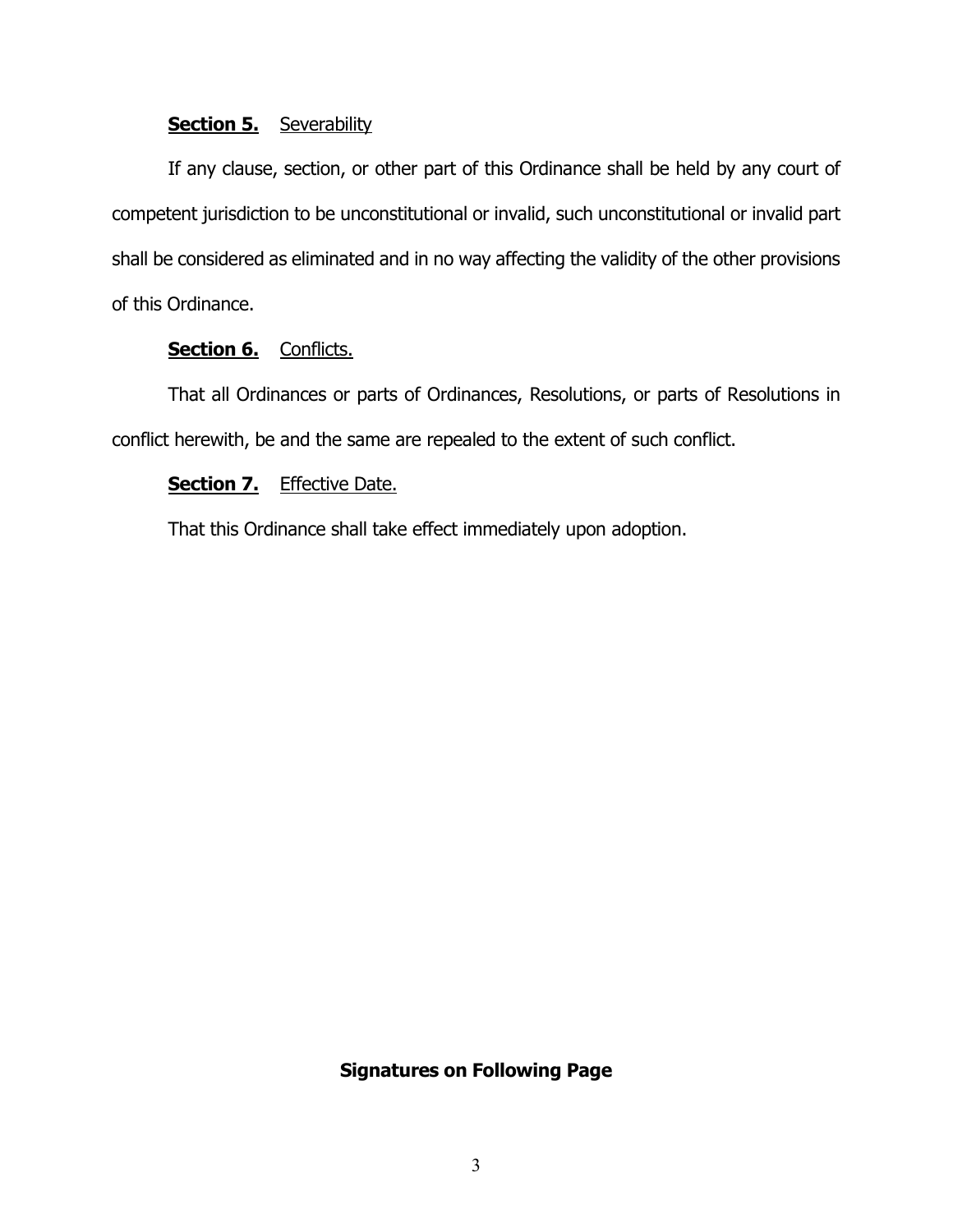**Section 5.** Severability

If any clause, section, or other part of this Ordinance shall be held by any court of competent jurisdiction to be unconstitutional or invalid, such unconstitutional or invalid part shall be considered as eliminated and in no way affecting the validity of the other provisions of this Ordinance.

**Section 6.** Conflicts.

That all Ordinances or parts of Ordinances, Resolutions, or parts of Resolutions in conflict herewith, be and the same are repealed to the extent of such conflict.

**Section 7.** Effective Date.

That this Ordinance shall take effect immediately upon adoption.

**Signatures on Following Page**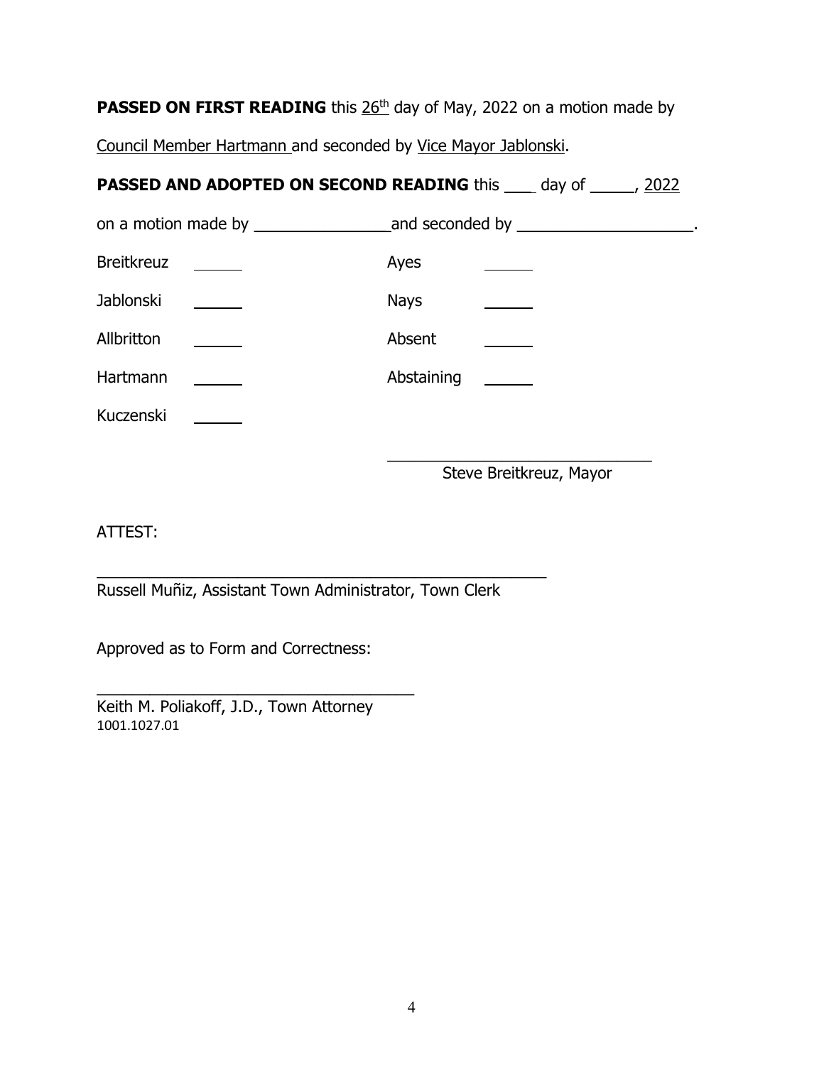**PASSED ON FIRST READING** this 26th day of May, 2022 on a motion made by Council Member Hartmann and seconded by Vice Mayor Jablonski.

**PASSED AND ADOPTED ON SECOND READING** this ___ day of _____, 2022 on a motion made by _______________ and seconded by ___________________.

| | | | |
|---|---|---|---|
| Breitkreuz | _____ | Ayes | _____ |
| Jablonski | _____ | Nays | _____ |
| Allbritton | _____ | Absent | _____ |
| Hartmann | _____ | Abstaining | _____ |
| Kuczenski | _____ | | |

_____________________________
Steve Breitkreuz, Mayor

ATTEST:

_______________________________________________
Russell Muñiz, Assistant Town Administrator, Town Clerk

Approved as to Form and Correctness:

_________________________________
Keith M. Poliakoff, J.D., Town Attorney
1001.1027.01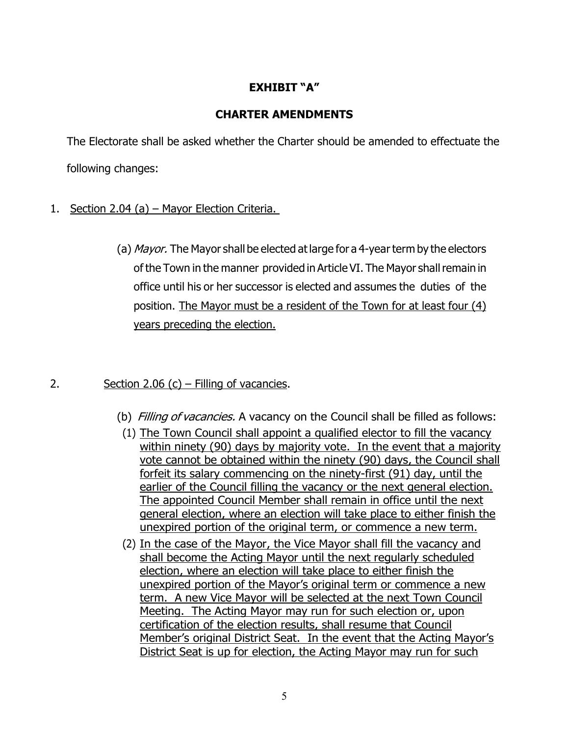**EXHIBIT "A"**

**CHARTER AMENDMENTS**

The Electorate shall be asked whether the Charter should be amended to effectuate the following changes:

1. <u>Section 2.04 (a) – Mayor Election Criteria.</u>

(a) *Mayor.* The Mayor shall be elected at large for a 4-year term by the electors of the Town in the manner provided in Article VI. The Mayor shall remain in office until his or her successor is elected and assumes the duties of the position. <u>The Mayor must be a resident of the Town for at least four (4) years preceding the election.</u>

2. <u>Section 2.06 (c) – Filling of vacancies</u>.

(b) *Filling of vacancies.* A vacancy on the Council shall be filled as follows:

(1) <u>The Town Council shall appoint a qualified elector to fill the vacancy within ninety (90) days by majority vote. In the event that a majority vote cannot be obtained within the ninety (90) days, the Council shall forfeit its salary commencing on the ninety-first (91) day, until the earlier of the Council filling the vacancy or the next general election. The appointed Council Member shall remain in office until the next general election, where an election will take place to either finish the unexpired portion of the original term, or commence a new term.</u>

(2) <u>In the case of the Mayor, the Vice Mayor shall fill the vacancy and shall become the Acting Mayor until the next regularly scheduled election, where an election will take place to either finish the unexpired portion of the Mayor's original term or commence a new term. A new Vice Mayor will be selected at the next Town Council Meeting. The Acting Mayor may run for such election or, upon certification of the election results, shall resume that Council Member's original District Seat. In the event that the Acting Mayor's District Seat is up for election, the Acting Mayor may run for such</u>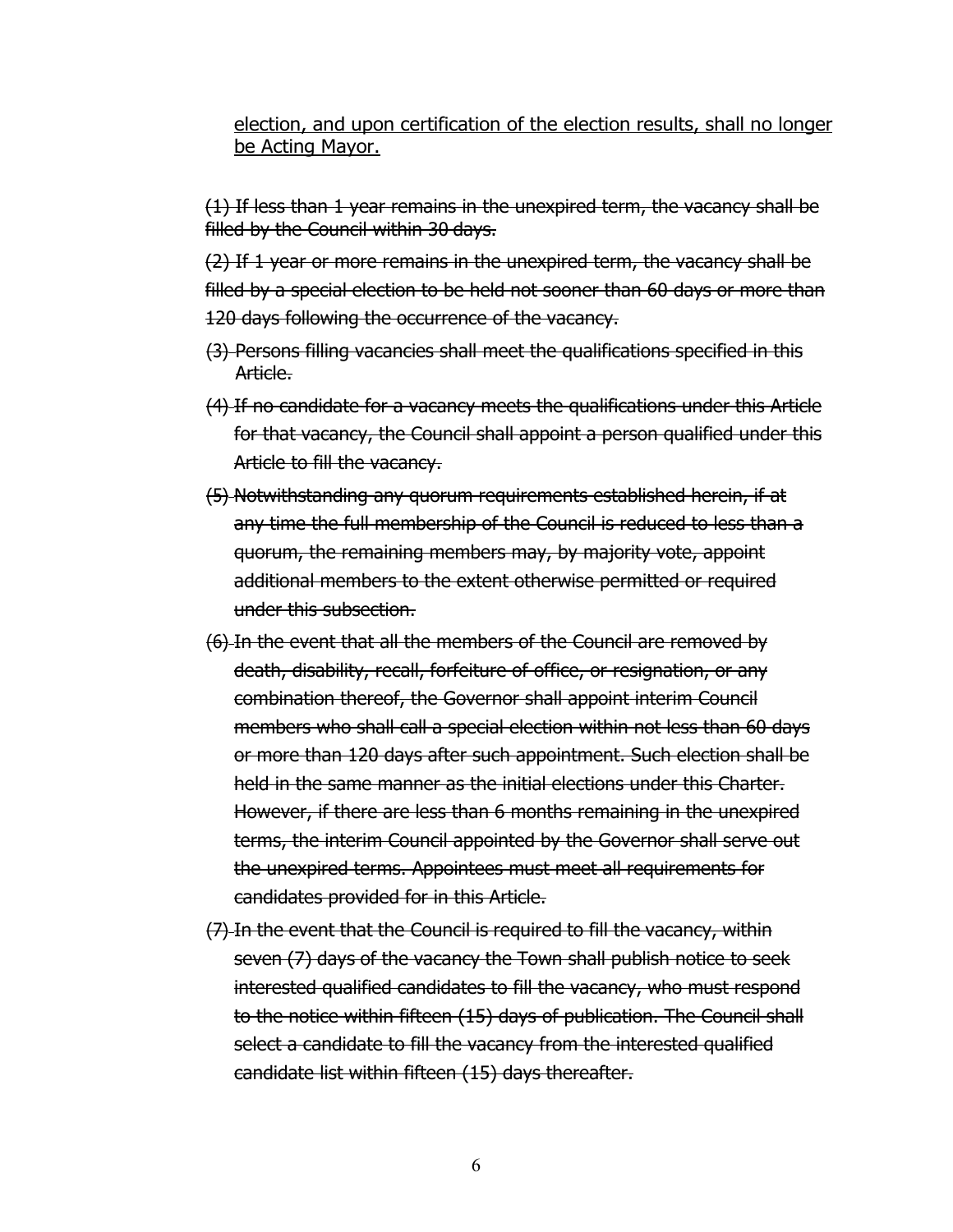<u>election, and upon certification of the election results, shall no longer be Acting Mayor.</u>

~~(1) If less than 1 year remains in the unexpired term, the vacancy shall be filled by the Council within 30 days.~~

~~(2) If 1 year or more remains in the unexpired term, the vacancy shall be filled by a special election to be held not sooner than 60 days or more than 120 days following the occurrence of the vacancy.~~

~~(3) Persons filling vacancies shall meet the qualifications specified in this Article.~~

~~(4) If no candidate for a vacancy meets the qualifications under this Article for that vacancy, the Council shall appoint a person qualified under this Article to fill the vacancy.~~

~~(5) Notwithstanding any quorum requirements established herein, if at any time the full membership of the Council is reduced to less than a quorum, the remaining members may, by majority vote, appoint additional members to the extent otherwise permitted or required under this subsection.~~

~~(6) In the event that all the members of the Council are removed by death, disability, recall, forfeiture of office, or resignation, or any combination thereof, the Governor shall appoint interim Council members who shall call a special election within not less than 60 days or more than 120 days after such appointment. Such election shall be held in the same manner as the initial elections under this Charter. However, if there are less than 6 months remaining in the unexpired terms, the interim Council appointed by the Governor shall serve out the unexpired terms. Appointees must meet all requirements for candidates provided for in this Article.~~

~~(7) In the event that the Council is required to fill the vacancy, within seven (7) days of the vacancy the Town shall publish notice to seek interested qualified candidates to fill the vacancy, who must respond to the notice within fifteen (15) days of publication. The Council shall select a candidate to fill the vacancy from the interested qualified candidate list within fifteen (15) days thereafter.~~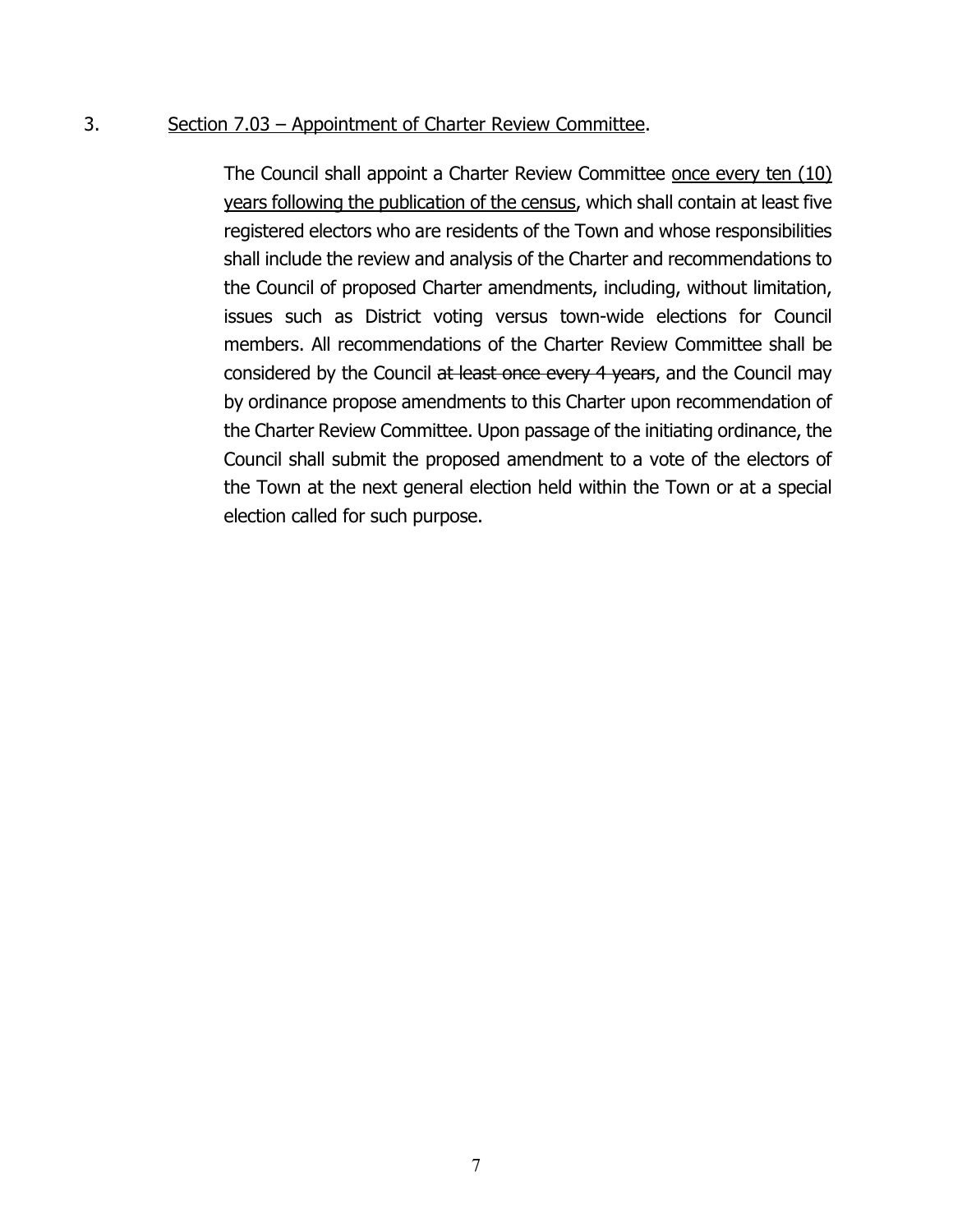3. <u>Section 7.03 – Appointment of Charter Review Committee</u>.

The Council shall appoint a Charter Review Committee <u>once every ten (10) years following the publication of the census</u>, which shall contain at least five registered electors who are residents of the Town and whose responsibilities shall include the review and analysis of the Charter and recommendations to the Council of proposed Charter amendments, including, without limitation, issues such as District voting versus town-wide elections for Council members. All recommendations of the Charter Review Committee shall be considered by the Council ~~at least once every 4 years~~, and the Council may by ordinance propose amendments to this Charter upon recommendation of the Charter Review Committee. Upon passage of the initiating ordinance, the Council shall submit the proposed amendment to a vote of the electors of the Town at the next general election held within the Town or at a special election called for such purpose.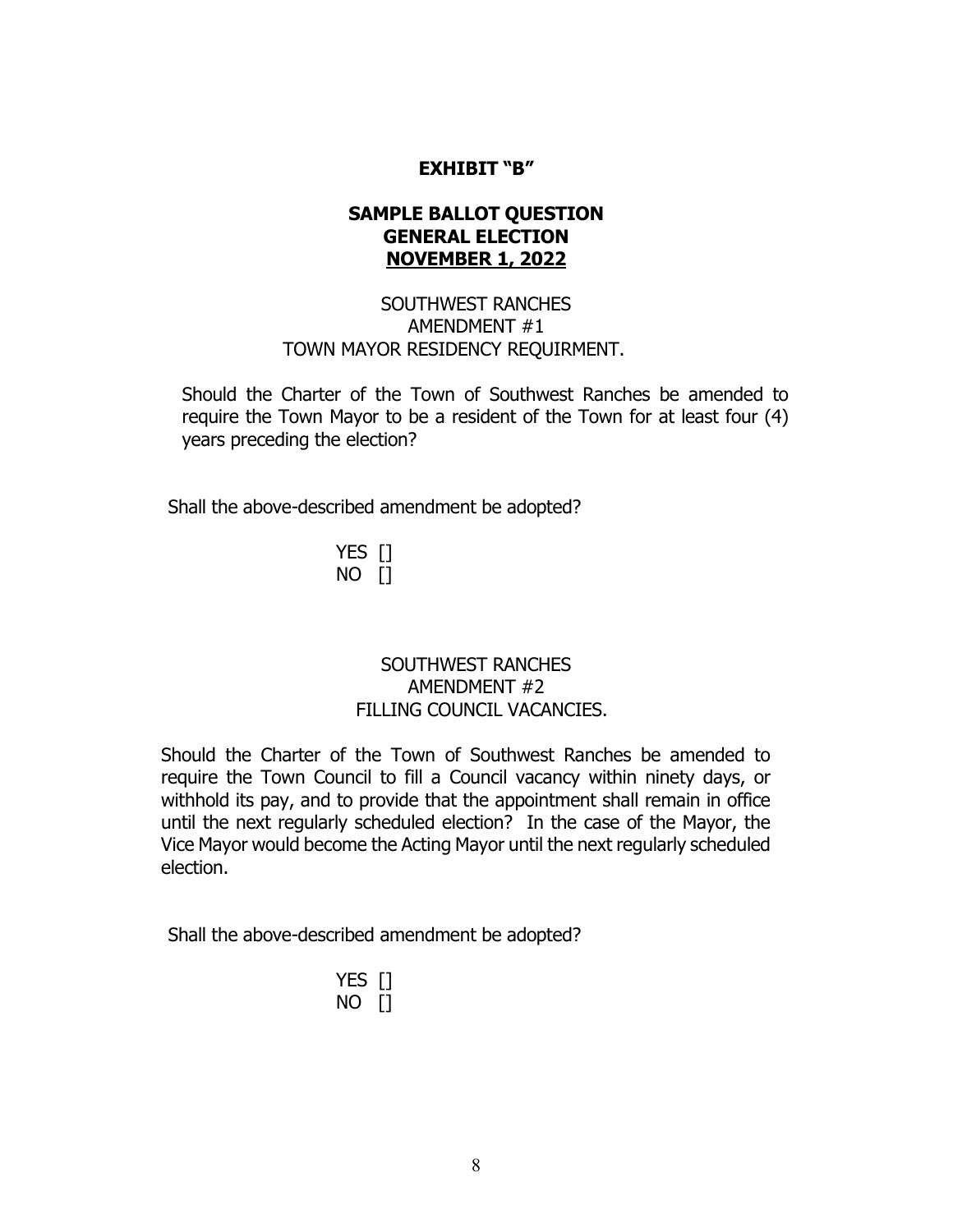**EXHIBIT "B"**

**SAMPLE BALLOT QUESTION**
**GENERAL ELECTION**
**NOVEMBER 1, 2022**

SOUTHWEST RANCHES
AMENDMENT #1
TOWN MAYOR RESIDENCY REQUIRMENT.

Should the Charter of the Town of Southwest Ranches be amended to require the Town Mayor to be a resident of the Town for at least four (4) years preceding the election?

Shall the above-described amendment be adopted?

YES []
NO []

SOUTHWEST RANCHES
AMENDMENT #2
FILLING COUNCIL VACANCIES.

Should the Charter of the Town of Southwest Ranches be amended to require the Town Council to fill a Council vacancy within ninety days, or withhold its pay, and to provide that the appointment shall remain in office until the next regularly scheduled election? In the case of the Mayor, the Vice Mayor would become the Acting Mayor until the next regularly scheduled election.

Shall the above-described amendment be adopted?

YES []
NO []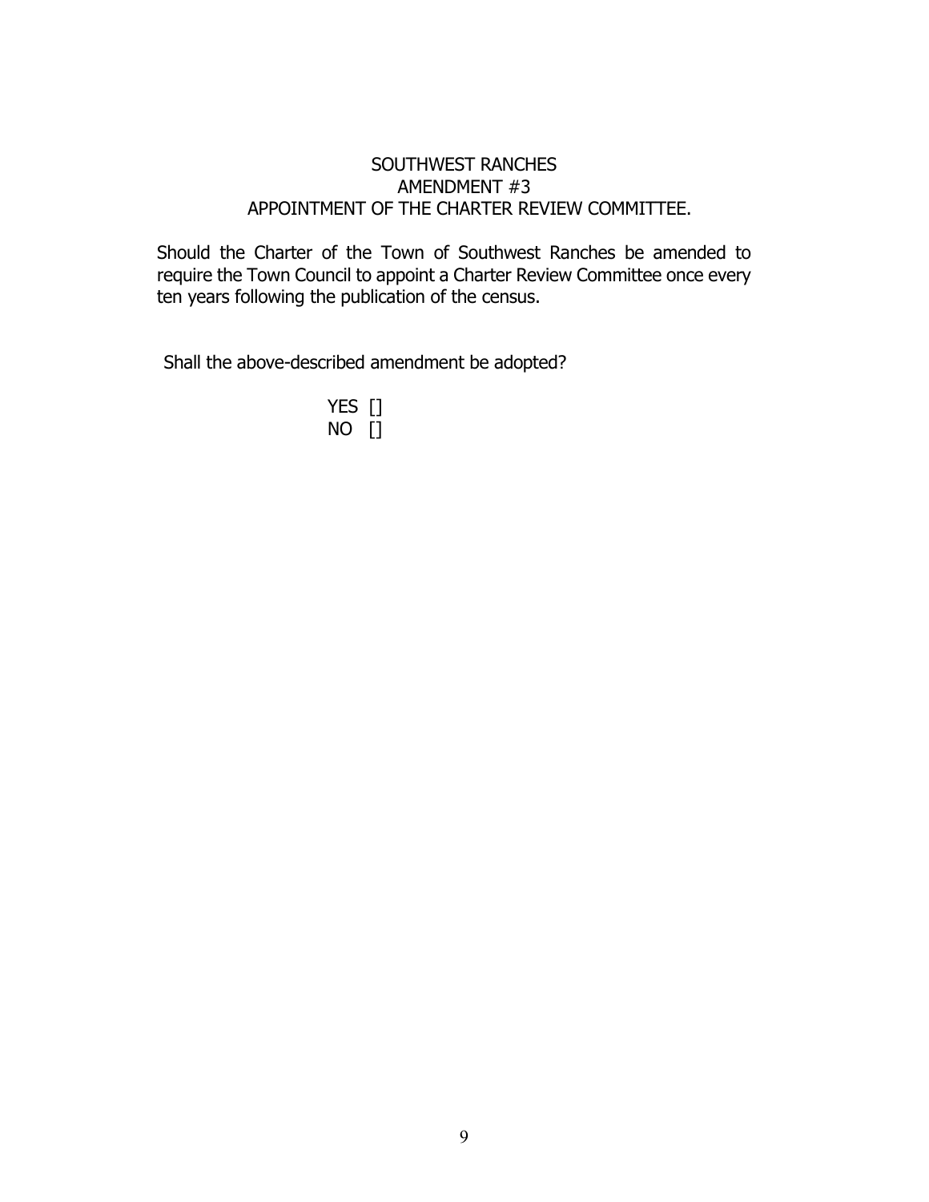# SOUTHWEST RANCHES
## AMENDMENT #3
## APPOINTMENT OF THE CHARTER REVIEW COMMITTEE.

Should the Charter of the Town of Southwest Ranches be amended to require the Town Council to appoint a Charter Review Committee once every ten years following the publication of the census.

Shall the above-described amendment be adopted?

YES []
NO []